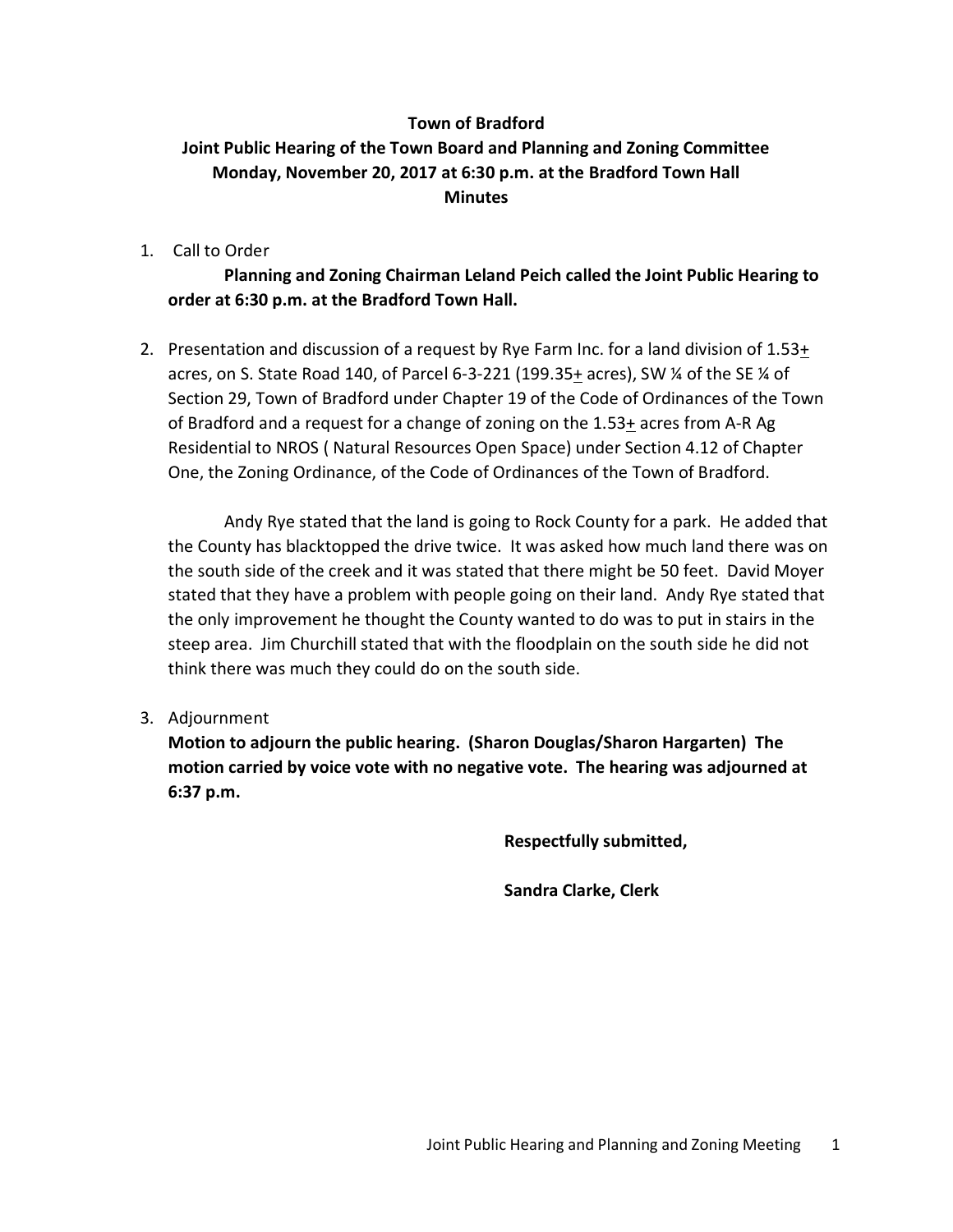**Town of Bradford**
**Joint Public Hearing of the Town Board and Planning and Zoning Committee**
**Monday, November 20, 2017 at 6:30 p.m. at the Bradford Town Hall**
**Minutes**

1. Call to Order

   **Planning and Zoning Chairman Leland Peich called the Joint Public Hearing to order at 6:30 p.m. at the Bradford Town Hall.**

2. Presentation and discussion of a request by Rye Farm Inc. for a land division of 1.53± acres, on S. State Road 140, of Parcel 6-3-221 (199.35± acres), SW ¼ of the SE ¼ of Section 29, Town of Bradford under Chapter 19 of the Code of Ordinances of the Town of Bradford and a request for a change of zoning on the 1.53± acres from A-R Ag Residential to NROS ( Natural Resources Open Space) under Section 4.12 of Chapter One, the Zoning Ordinance, of the Code of Ordinances of the Town of Bradford.

   Andy Rye stated that the land is going to Rock County for a park. He added that the County has blacktopped the drive twice. It was asked how much land there was on the south side of the creek and it was stated that there might be 50 feet. David Moyer stated that they have a problem with people going on their land. Andy Rye stated that the only improvement he thought the County wanted to do was to put in stairs in the steep area. Jim Churchill stated that with the floodplain on the south side he did not think there was much they could do on the south side.

3. Adjournment

   **Motion to adjourn the public hearing. (Sharon Douglas/Sharon Hargarten) The motion carried by voice vote with no negative vote. The hearing was adjourned at 6:37 p.m.**

**Respectfully submitted,**

**Sandra Clarke, Clerk**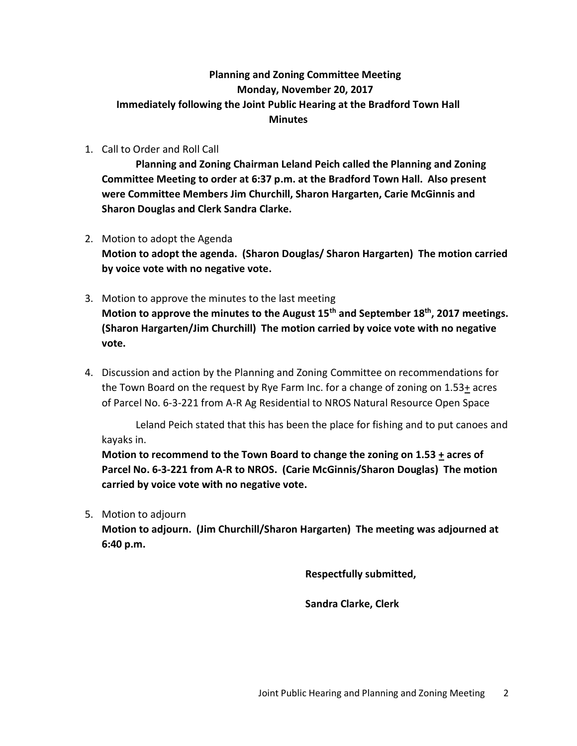**Planning and Zoning Committee Meeting**
**Monday, November 20, 2017**
**Immediately following the Joint Public Hearing at the Bradford Town Hall**
**Minutes**

1. Call to Order and Roll Call

   **Planning and Zoning Chairman Leland Peich called the Planning and Zoning Committee Meeting to order at 6:37 p.m. at the Bradford Town Hall. Also present were Committee Members Jim Churchill, Sharon Hargarten, Carie McGinnis and Sharon Douglas and Clerk Sandra Clarke.**

2. Motion to adopt the Agenda

   **Motion to adopt the agenda. (Sharon Douglas/ Sharon Hargarten) The motion carried by voice vote with no negative vote.**

3. Motion to approve the minutes to the last meeting

   **Motion to approve the minutes to the August 15th and September 18th, 2017 meetings. (Sharon Hargarten/Jim Churchill) The motion carried by voice vote with no negative vote.**

4. Discussion and action by the Planning and Zoning Committee on recommendations for the Town Board on the request by Rye Farm Inc. for a change of zoning on 1.53± acres of Parcel No. 6-3-221 from A-R Ag Residential to NROS Natural Resource Open Space

   Leland Peich stated that this has been the place for fishing and to put canoes and kayaks in.

   **Motion to recommend to the Town Board to change the zoning on 1.53 ± acres of Parcel No. 6-3-221 from A-R to NROS. (Carie McGinnis/Sharon Douglas) The motion carried by voice vote with no negative vote.**

5. Motion to adjourn

   **Motion to adjourn. (Jim Churchill/Sharon Hargarten) The meeting was adjourned at 6:40 p.m.**

**Respectfully submitted,**

**Sandra Clarke, Clerk**